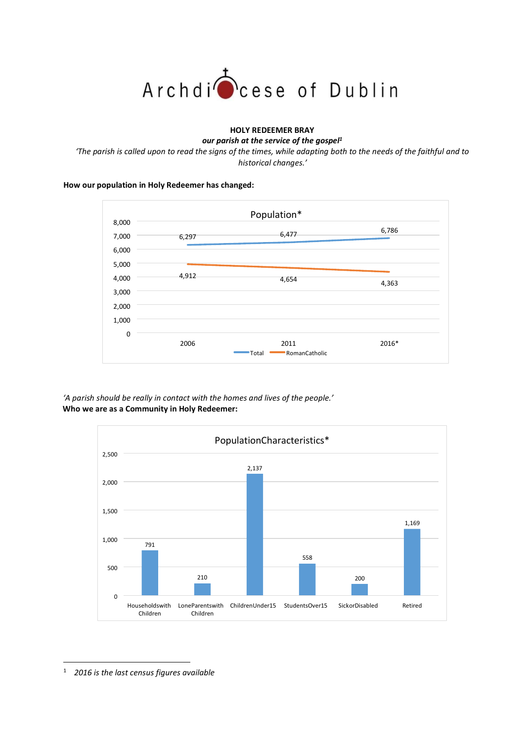# Archdiocese of Dublin

**HOLY REDEEMER BRAY**

***our parish at the service of the gospel[1]***

*'The parish is called upon to read the signs of the times, while adapting both to the needs of the faithful and to historical changes.'*

**How our population in Holy Redeemer has changed:**

Population*

| | 2006 | 2011 | 2016* |
|---|---|---|---|
| Total | 6,297 | 6,477 | 6,786 |
| RomanCatholic | 4,912 | 4,654 | 4,363 |

*'A parish should be really in contact with the homes and lives of the people.'*

**Who we are as a Community in Holy Redeemer:**

PopulationCharacteristics*

| HouseholdswithChildren | LoneParentswithChildren | ChildrenUnder15 | StudentsOver15 | SickorDisabled | Retired |
|---|---|---|---|---|---|
| 791 | 210 | 2,137 | 558 | 200 | 1,169 |

[1] *2016 is the last census figures available*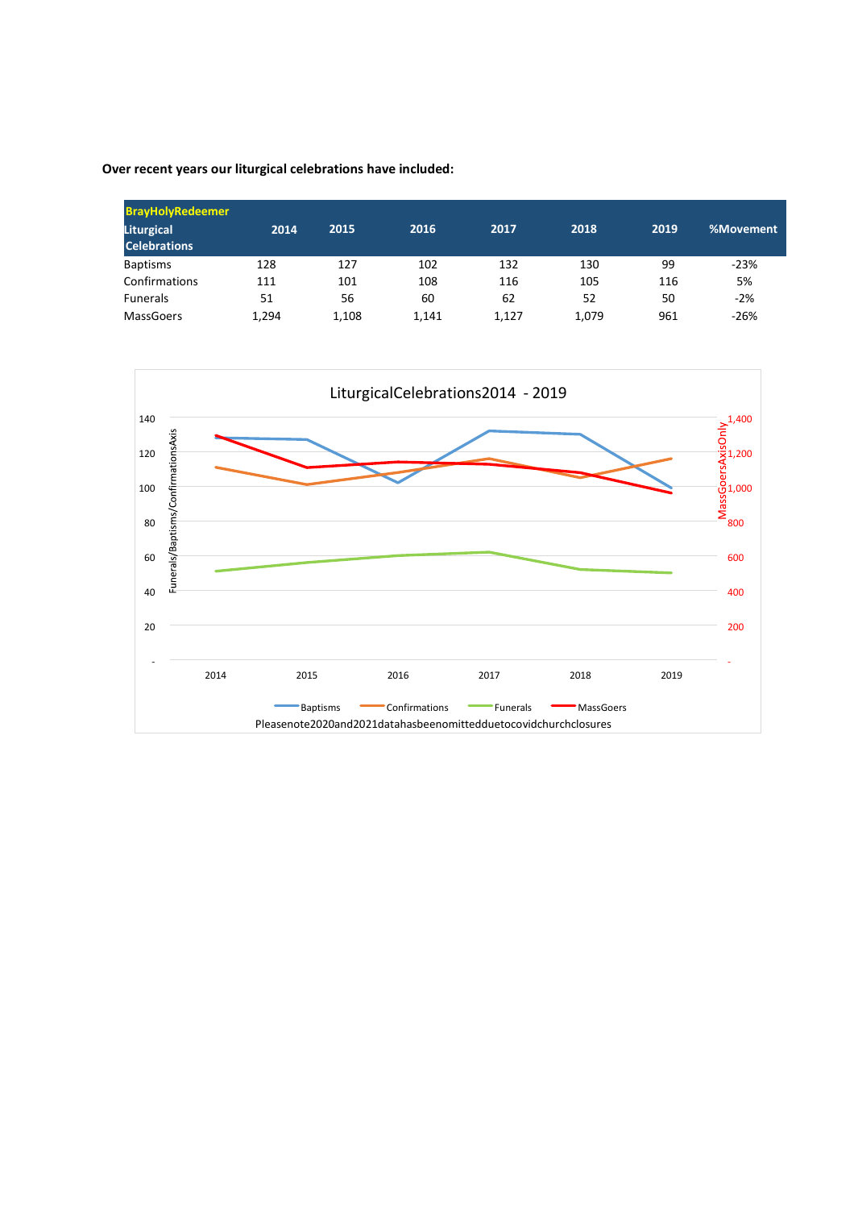**Over recent years our liturgical celebrations have included:**

| BrayHolyRedeemer Liturgical Celebrations | 2014 | 2015 | 2016 | 2017 | 2018 | 2019 | %Movement |
|---|---|---|---|---|---|---|---|
| Baptisms | 128 | 127 | 102 | 132 | 130 | 99 | -23% |
| Confirmations | 111 | 101 | 108 | 116 | 105 | 116 | 5% |
| Funerals | 51 | 56 | 60 | 62 | 52 | 50 | -2% |
| MassGoers | 1,294 | 1,108 | 1,141 | 1,127 | 1,079 | 961 | -26% |

LiturgicalCelebrations2014 - 2019

Pleasenote2020and2021datahasbeenomittedduetocovidchurchclosures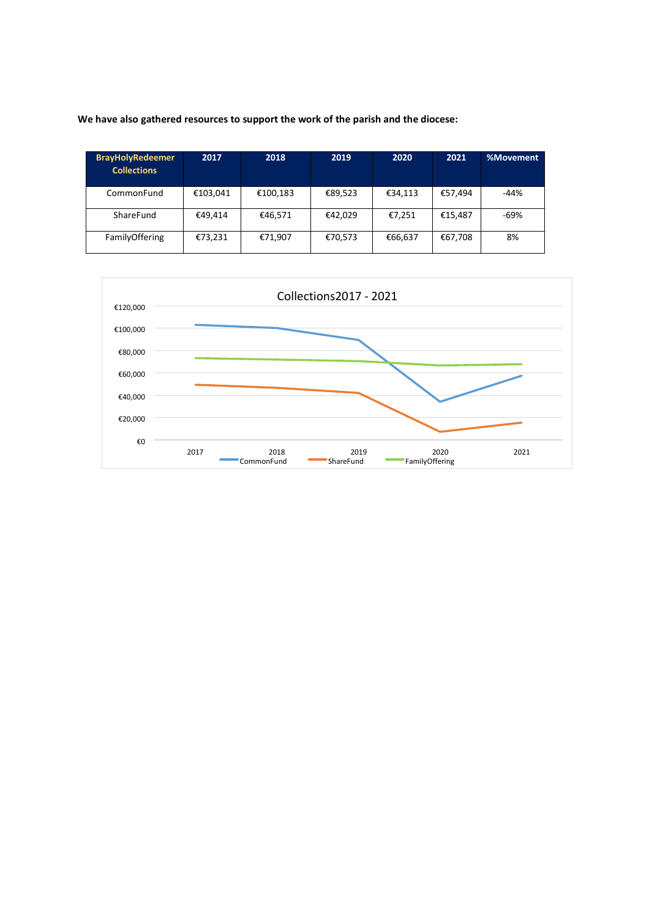**We have also gathered resources to support the work of the parish and the diocese:**

| BrayHolyRedeemer Collections | 2017 | 2018 | 2019 | 2020 | 2021 | %Movement |
|---|---|---|---|---|---|---|
| CommonFund | €103,041 | €100,183 | €89,523 | €34,113 | €57,494 | -44% |
| ShareFund | €49,414 | €46,571 | €42,029 | €7,251 | €15,487 | -69% |
| FamilyOffering | €73,231 | €71,907 | €70,573 | €66,637 | €67,708 | 8% |

Collections2017 - 2021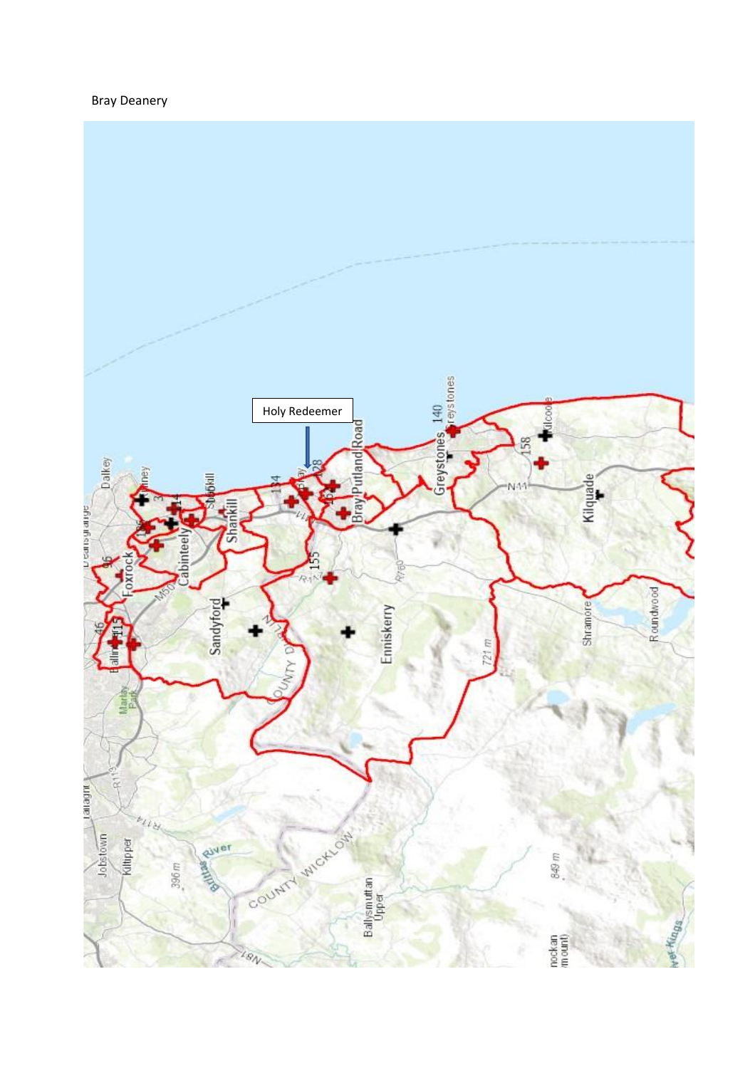Bray Deanery

Holy Redeemer

Dalkey

Foxrock

Cabinteely

Shankill

Bray

Putland Road

Greystones

Kilcoole

Kilquade

Sandyford

Enniskerry

Shramore

Roundwood

Ballinteer

Marlay Park

Jobstown

Kiltipper

COUNTY WICKLOW

Ballysmuttan Upper

134

140

158

155

128

115

46

96

396 m

721 m

849 m

N11

M50

R760

R117

R113

R114

N81